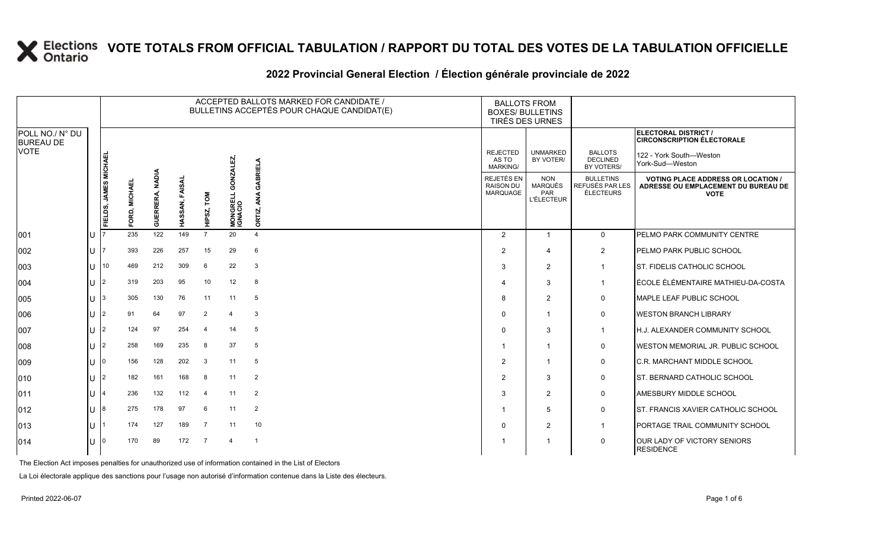# VOTE TOTALS FROM OFFICIAL TABULATION / RAPPORT DU TOTAL DES VOTES DE LA TABULATION OFFICIELLE

## 2022 Provincial General Election / Élection générale provinciale de 2022

**ELECTORAL DISTRICT / CIRCONSCRIPTION ÉLECTORALE:** 122 - York South—Weston / York-Sud—Weston

| POLL NO./ N° DU BUREAU DE VOTE | | ACCEPTED BALLOTS MARKED FOR CANDIDATE / BULLETINS ACCEPTÉS POUR CHAQUE CANDIDAT(E) | | | | | | | BALLOTS FROM BOXES/ BULLETINS TIRÉS DES URNES | | | |
|---|---|---|---|---|---|---|---|---|---|---|---|---|
| | | FIELDS, JAMES MICHAEL | FORD, MICHAEL | GUERRERA, NADIA | HASSAN, FAISAL | HIPSZ, TOM | MONGRELL GONZALEZ, IGNACIO | ORTIZ, ANA GABRIELA | REJECTED AS TO MARKING/ REJETÉS EN RAISON DU MARQUAGE | UNMARKED BY VOTER/ NON MARQUÉS PAR L'ÉLECTEUR | BALLOTS DECLINED BY VOTERS/ BULLETINS REFUSÉS PAR LES ÉLECTEURS | VOTING PLACE ADDRESS OR LOCATION / ADRESSE OU EMPLACEMENT DU BUREAU DE VOTE |
| 001 | U | 7 | 235 | 122 | 149 | 7 | 20 | 4 | 2 | 1 | 0 | PELMO PARK COMMUNITY CENTRE |
| 002 | U | 7 | 393 | 226 | 257 | 15 | 29 | 6 | 2 | 4 | 2 | PELMO PARK PUBLIC SCHOOL |
| 003 | U | 10 | 469 | 212 | 309 | 6 | 22 | 3 | 3 | 2 | 1 | ST. FIDELIS CATHOLIC SCHOOL |
| 004 | U | 2 | 319 | 203 | 95 | 10 | 12 | 8 | 4 | 3 | 1 | ÉCOLE ÉLÉMENTAIRE MATHIEU-DA-COSTA |
| 005 | U | 3 | 305 | 130 | 76 | 11 | 11 | 5 | 8 | 2 | 0 | MAPLE LEAF PUBLIC SCHOOL |
| 006 | U | 2 | 91 | 64 | 97 | 2 | 4 | 3 | 0 | 1 | 0 | WESTON BRANCH LIBRARY |
| 007 | U | 2 | 124 | 97 | 254 | 4 | 14 | 5 | 0 | 3 | 1 | H.J. ALEXANDER COMMUNITY SCHOOL |
| 008 | U | 2 | 258 | 169 | 235 | 8 | 37 | 5 | 1 | 1 | 0 | WESTON MEMORIAL JR. PUBLIC SCHOOL |
| 009 | U | 0 | 156 | 128 | 202 | 3 | 11 | 5 | 2 | 1 | 0 | C.R. MARCHANT MIDDLE SCHOOL |
| 010 | U | 2 | 182 | 161 | 168 | 8 | 11 | 2 | 2 | 3 | 0 | ST. BERNARD CATHOLIC SCHOOL |
| 011 | U | 4 | 236 | 132 | 112 | 4 | 11 | 2 | 3 | 2 | 0 | AMESBURY MIDDLE SCHOOL |
| 012 | U | 8 | 275 | 178 | 97 | 6 | 11 | 2 | 1 | 5 | 0 | ST. FRANCIS XAVIER CATHOLIC SCHOOL |
| 013 | U | 1 | 174 | 127 | 189 | 7 | 11 | 10 | 0 | 2 | 1 | PORTAGE TRAIL COMMUNITY SCHOOL |
| 014 | U | 0 | 170 | 89 | 172 | 7 | 4 | 1 | 1 | 1 | 0 | OUR LADY OF VICTORY SENIORS RESIDENCE |

The Election Act imposes penalties for unauthorized use of information contained in the List of Electors

La Loi électorale applique des sanctions pour l'usage non autorisé d'information contenue dans la Liste des électeurs.

Printed 2022-06-07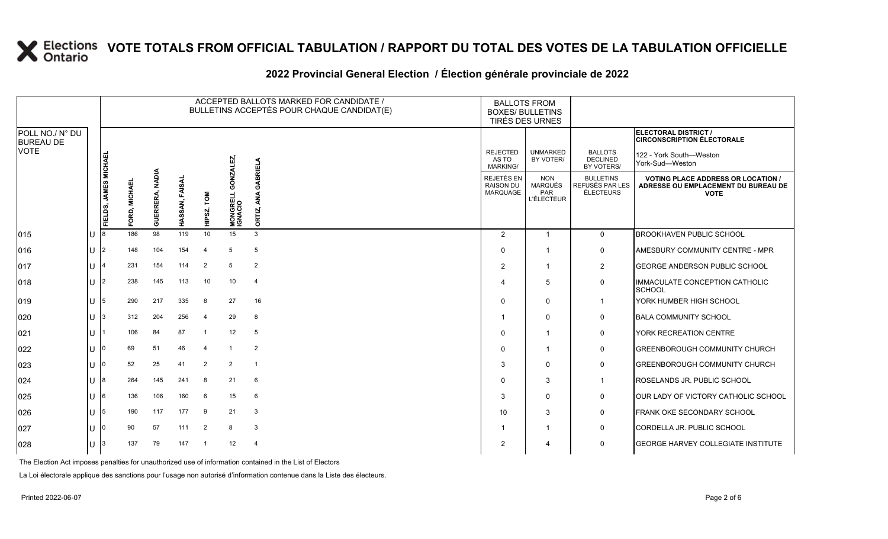# VOTE TOTALS FROM OFFICIAL TABULATION / RAPPORT DU TOTAL DES VOTES DE LA TABULATION OFFICIELLE

## 2022 Provincial General Election / Élection générale provinciale de 2022

ELECTORAL DISTRICT / CIRCONSCRIPTION ÉLECTORALE: 122 - York South—Weston / York-Sud—Weston

| POLL NO./ N° DU BUREAU DE VOTE | | ACCEPTED BALLOTS MARKED FOR CANDIDATE / BULLETINS ACCEPTÉS POUR CHAQUE CANDIDAT(E) | | | | | | | BALLOTS FROM BOXES/ BULLETINS TIRÉS DES URNES | | | |
|---|---|---|---|---|---|---|---|---|---|---|---|---|
| | | FIELDS, JAMES MICHAEL | FORD, MICHAEL | GUERRERA, NADIA | HASSAN, FAISAL | HIPSZ, TOM | MONGRELL GONZALEZ, IGNACIO | ORTIZ, ANA GABRIELA | REJECTED AS TO MARKING/ REJETÉS EN RAISON DU MARQUAGE | UNMARKED BY VOTER/ NON MARQUÉS PAR L'ÉLECTEUR | BALLOTS DECLINED BY VOTERS/ BULLETINS REFUSÉS PAR LES ÉLECTEURS | VOTING PLACE ADDRESS OR LOCATION / ADRESSE OU EMPLACEMENT DU BUREAU DE VOTE |
| 015 | U | 8 | 186 | 98 | 119 | 10 | 15 | 3 | 2 | 1 | 0 | BROOKHAVEN PUBLIC SCHOOL |
| 016 | U | 2 | 148 | 104 | 154 | 4 | 5 | 5 | 0 | 1 | 0 | AMESBURY COMMUNITY CENTRE - MPR |
| 017 | U | 4 | 231 | 154 | 114 | 2 | 5 | 2 | 2 | 1 | 2 | GEORGE ANDERSON PUBLIC SCHOOL |
| 018 | U | 2 | 238 | 145 | 113 | 10 | 10 | 4 | 4 | 5 | 0 | IMMACULATE CONCEPTION CATHOLIC SCHOOL |
| 019 | U | 5 | 290 | 217 | 335 | 8 | 27 | 16 | 0 | 0 | 1 | YORK HUMBER HIGH SCHOOL |
| 020 | U | 3 | 312 | 204 | 256 | 4 | 29 | 8 | 1 | 0 | 0 | BALA COMMUNITY SCHOOL |
| 021 | U | 1 | 106 | 84 | 87 | 1 | 12 | 5 | 0 | 1 | 0 | YORK RECREATION CENTRE |
| 022 | U | 0 | 69 | 51 | 46 | 4 | 1 | 2 | 0 | 1 | 0 | GREENBOROUGH COMMUNITY CHURCH |
| 023 | U | 0 | 52 | 25 | 41 | 2 | 2 | 1 | 3 | 0 | 0 | GREENBOROUGH COMMUNITY CHURCH |
| 024 | U | 8 | 264 | 145 | 241 | 8 | 21 | 6 | 0 | 3 | 1 | ROSELANDS JR. PUBLIC SCHOOL |
| 025 | U | 6 | 136 | 106 | 160 | 6 | 15 | 6 | 3 | 0 | 0 | OUR LADY OF VICTORY CATHOLIC SCHOOL |
| 026 | U | 5 | 190 | 117 | 177 | 9 | 21 | 3 | 10 | 3 | 0 | FRANK OKE SECONDARY SCHOOL |
| 027 | U | 0 | 90 | 57 | 111 | 2 | 8 | 3 | 1 | 1 | 0 | CORDELLA JR. PUBLIC SCHOOL |
| 028 | U | 3 | 137 | 79 | 147 | 1 | 12 | 4 | 2 | 4 | 0 | GEORGE HARVEY COLLEGIATE INSTITUTE |

The Election Act imposes penalties for unauthorized use of information contained in the List of Electors

La Loi électorale applique des sanctions pour l'usage non autorisé d'information contenue dans la Liste des électeurs.

Printed 2022-06-07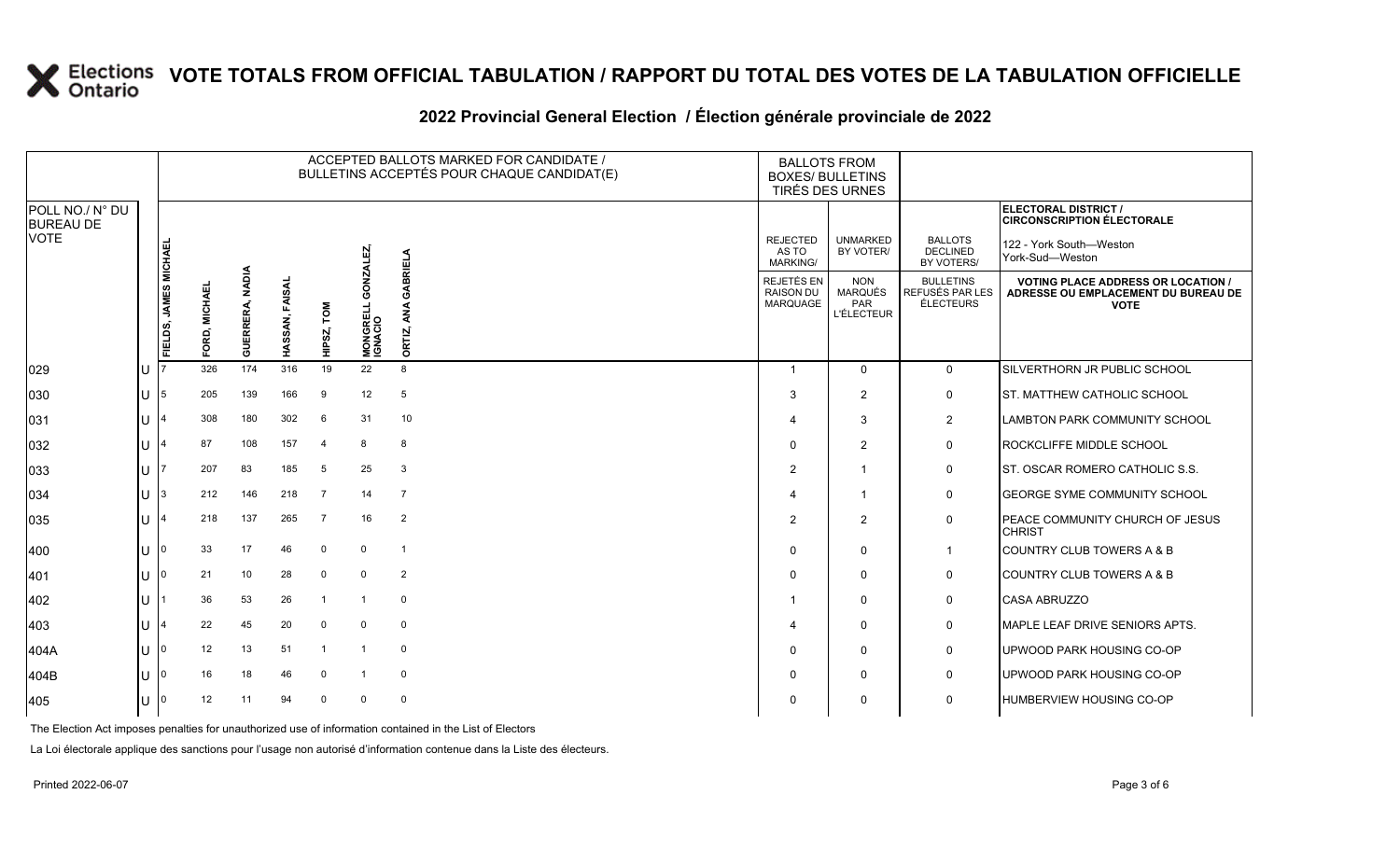# VOTE TOTALS FROM OFFICIAL TABULATION / RAPPORT DU TOTAL DES VOTES DE LA TABULATION OFFICIELLE

## 2022 Provincial General Election / Élection générale provinciale de 2022

ELECTORAL DISTRICT / CIRCONSCRIPTION ÉLECTORALE: 122 - York South—Weston / York-Sud—Weston

| POLL NO./ N° DU BUREAU DE VOTE | | ACCEPTED BALLOTS MARKED FOR CANDIDATE / BULLETINS ACCEPTÉS POUR CHAQUE CANDIDAT(E) | | | | | | | BALLOTS FROM BOXES/ BULLETINS TIRÉS DES URNES | | | |
|---|---|---|---|---|---|---|---|---|---|---|---|---|
| | | FIELDS, JAMES MICHAEL | FORD, MICHAEL | GUERRERA, NADIA | HASSAN, FAISAL | HIPSZ, TOM | MONGRELL GONZALEZ, IGNACIO | ORTIZ, ANA GABRIELA | REJECTED AS TO MARKING/ REJETÉS EN RAISON DU MARQUAGE | UNMARKED BY VOTER/ NON MARQUÉS PAR L'ÉLECTEUR | BALLOTS DECLINED BY VOTERS/ BULLETINS REFUSÉS PAR LES ÉLECTEURS | VOTING PLACE ADDRESS OR LOCATION / ADRESSE OU EMPLACEMENT DU BUREAU DE VOTE |
| 029 | U | 7 | 326 | 174 | 316 | 19 | 22 | 8 | 1 | 0 | 0 | SILVERTHORN JR PUBLIC SCHOOL |
| 030 | U | 5 | 205 | 139 | 166 | 9 | 12 | 5 | 3 | 2 | 0 | ST. MATTHEW CATHOLIC SCHOOL |
| 031 | U | 4 | 308 | 180 | 302 | 6 | 31 | 10 | 4 | 3 | 2 | LAMBTON PARK COMMUNITY SCHOOL |
| 032 | U | 4 | 87 | 108 | 157 | 4 | 8 | 8 | 0 | 2 | 0 | ROCKCLIFFE MIDDLE SCHOOL |
| 033 | U | 7 | 207 | 83 | 185 | 5 | 25 | 3 | 2 | 1 | 0 | ST. OSCAR ROMERO CATHOLIC S.S. |
| 034 | U | 3 | 212 | 146 | 218 | 7 | 14 | 7 | 4 | 1 | 0 | GEORGE SYME COMMUNITY SCHOOL |
| 035 | U | 4 | 218 | 137 | 265 | 7 | 16 | 2 | 2 | 2 | 0 | PEACE COMMUNITY CHURCH OF JESUS CHRIST |
| 400 | U | 0 | 33 | 17 | 46 | 0 | 0 | 1 | 0 | 0 | 1 | COUNTRY CLUB TOWERS A & B |
| 401 | U | 0 | 21 | 10 | 28 | 0 | 0 | 2 | 0 | 0 | 0 | COUNTRY CLUB TOWERS A & B |
| 402 | U | 1 | 36 | 53 | 26 | 1 | 1 | 0 | 1 | 0 | 0 | CASA ABRUZZO |
| 403 | U | 4 | 22 | 45 | 20 | 0 | 0 | 0 | 4 | 0 | 0 | MAPLE LEAF DRIVE SENIORS APTS. |
| 404A | U | 0 | 12 | 13 | 51 | 1 | 1 | 0 | 0 | 0 | 0 | UPWOOD PARK HOUSING CO-OP |
| 404B | U | 0 | 16 | 18 | 46 | 0 | 1 | 0 | 0 | 0 | 0 | UPWOOD PARK HOUSING CO-OP |
| 405 | U | 0 | 12 | 11 | 94 | 0 | 0 | 0 | 0 | 0 | 0 | HUMBERVIEW HOUSING CO-OP |

The Election Act imposes penalties for unauthorized use of information contained in the List of Electors

La Loi électorale applique des sanctions pour l'usage non autorisé d'information contenue dans la Liste des électeurs.

Printed 2022-06-07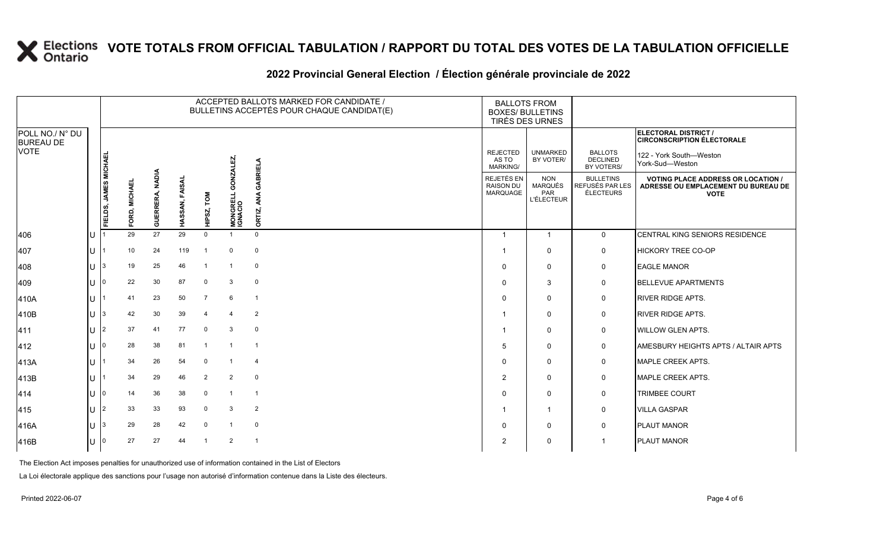# VOTE TOTALS FROM OFFICIAL TABULATION / RAPPORT DU TOTAL DES VOTES DE LA TABULATION OFFICIELLE

## 2022 Provincial General Election / Élection générale provinciale de 2022

ELECTORAL DISTRICT / CIRCONSCRIPTION ÉLECTORALE: 122 - York South—Weston / York-Sud—Weston

| POLL NO./ N° DU BUREAU DE VOTE | | ACCEPTED BALLOTS MARKED FOR CANDIDATE / BULLETINS ACCEPTÉS POUR CHAQUE CANDIDAT(E) | | | | | | | BALLOTS FROM BOXES/ BULLETINS TIRÉS DES URNES | | | |
|---|---|---|---|---|---|---|---|---|---|---|---|---|
| | | FIELDS, JAMES MICHAEL | FORD, MICHAEL | GUERRERA, NADIA | HASSAN, FAISAL | HIPSZ, TOM | MONGRELL GONZALEZ, IGNACIO | ORTIZ, ANA GABRIELA | REJECTED AS TO MARKING/ REJETÉS EN RAISON DU MARQUAGE | UNMARKED BY VOTER/ NON MARQUÉS PAR L'ÉLECTEUR | BALLOTS DECLINED BY VOTERS/ BULLETINS REFUSÉS PAR LES ÉLECTEURS | VOTING PLACE ADDRESS OR LOCATION / ADRESSE OU EMPLACEMENT DU BUREAU DE VOTE |
| 406 | U | 1 | 29 | 27 | 29 | 0 | 1 | 0 | 1 | 1 | 0 | CENTRAL KING SENIORS RESIDENCE |
| 407 | U | 1 | 10 | 24 | 119 | 1 | 0 | 0 | 1 | 0 | 0 | HICKORY TREE CO-OP |
| 408 | U | 3 | 19 | 25 | 46 | 1 | 1 | 0 | 0 | 0 | 0 | EAGLE MANOR |
| 409 | U | 0 | 22 | 30 | 87 | 0 | 3 | 0 | 0 | 3 | 0 | BELLEVUE APARTMENTS |
| 410A | U | 1 | 41 | 23 | 50 | 7 | 6 | 1 | 0 | 0 | 0 | RIVER RIDGE APTS. |
| 410B | U | 3 | 42 | 30 | 39 | 4 | 4 | 2 | 1 | 0 | 0 | RIVER RIDGE APTS. |
| 411 | U | 2 | 37 | 41 | 77 | 0 | 3 | 0 | 1 | 0 | 0 | WILLOW GLEN APTS. |
| 412 | U | 0 | 28 | 38 | 81 | 1 | 1 | 1 | 5 | 0 | 0 | AMESBURY HEIGHTS APTS / ALTAIR APTS |
| 413A | U | 1 | 34 | 26 | 54 | 0 | 1 | 4 | 0 | 0 | 0 | MAPLE CREEK APTS. |
| 413B | U | 1 | 34 | 29 | 46 | 2 | 2 | 0 | 2 | 0 | 0 | MAPLE CREEK APTS. |
| 414 | U | 0 | 14 | 36 | 38 | 0 | 1 | 1 | 0 | 0 | 0 | TRIMBEE COURT |
| 415 | U | 2 | 33 | 33 | 93 | 0 | 3 | 2 | 1 | 1 | 0 | VILLA GASPAR |
| 416A | U | 3 | 29 | 28 | 42 | 0 | 1 | 0 | 0 | 0 | 0 | PLAUT MANOR |
| 416B | U | 0 | 27 | 27 | 44 | 1 | 2 | 1 | 2 | 0 | 1 | PLAUT MANOR |

The Election Act imposes penalties for unauthorized use of information contained in the List of Electors

La Loi électorale applique des sanctions pour l'usage non autorisé d'information contenue dans la Liste des électeurs.

Printed 2022-06-07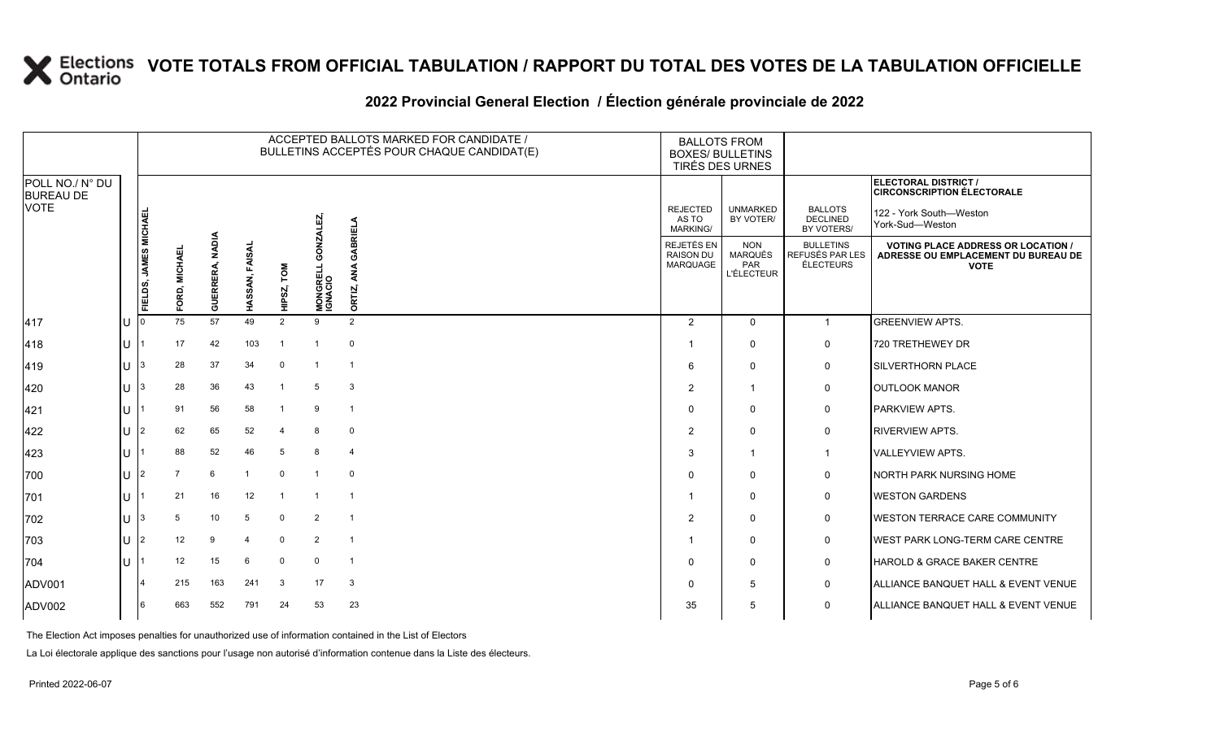# VOTE TOTALS FROM OFFICIAL TABULATION / RAPPORT DU TOTAL DES VOTES DE LA TABULATION OFFICIELLE

## 2022 Provincial General Election / Élection générale provinciale de 2022

**ELECTORAL DISTRICT / CIRCONSCRIPTION ÉLECTORALE:** 122 - York South—Weston / York-Sud—Weston

| POLL NO./ N° DU BUREAU DE VOTE | | ACCEPTED BALLOTS MARKED FOR CANDIDATE / BULLETINS ACCEPTÉS POUR CHAQUE CANDIDAT(E) | | | | | | | BALLOTS FROM BOXES/ BULLETINS TIRÉS DES URNES | | | |
|---|---|---|---|---|---|---|---|---|---|---|---|---|
| | | FIELDS, JAMES MICHAEL | FORD, MICHAEL | GUERRERA, NADIA | HASSAN, FAISAL | HIPSZ, TOM | MONGRELL GONZALEZ, IGNACIO | ORTIZ, ANA GABRIELA | REJECTED AS TO MARKING/ REJETÉS EN RAISON DU MARQUAGE | UNMARKED BY VOTER/ NON MARQUÉS PAR L'ÉLECTEUR | BALLOTS DECLINED BY VOTERS/ BULLETINS REFUSÉS PAR LES ÉLECTEURS | VOTING PLACE ADDRESS OR LOCATION / ADRESSE OU EMPLACEMENT DU BUREAU DE VOTE |
| 417 | U | 0 | 75 | 57 | 49 | 2 | 9 | 2 | 2 | 0 | 1 | GREENVIEW APTS. |
| 418 | U | 1 | 17 | 42 | 103 | 1 | 1 | 0 | 1 | 0 | 0 | 720 TRETHEWEY DR |
| 419 | U | 3 | 28 | 37 | 34 | 0 | 1 | 1 | 6 | 0 | 0 | SILVERTHORN PLACE |
| 420 | U | 3 | 28 | 36 | 43 | 1 | 5 | 3 | 2 | 1 | 0 | OUTLOOK MANOR |
| 421 | U | 1 | 91 | 56 | 58 | 1 | 9 | 1 | 0 | 0 | 0 | PARKVIEW APTS. |
| 422 | U | 2 | 62 | 65 | 52 | 4 | 8 | 0 | 2 | 0 | 0 | RIVERVIEW APTS. |
| 423 | U | 1 | 88 | 52 | 46 | 5 | 8 | 4 | 3 | 1 | 1 | VALLEYVIEW APTS. |
| 700 | U | 2 | 7 | 6 | 1 | 0 | 1 | 0 | 0 | 0 | 0 | NORTH PARK NURSING HOME |
| 701 | U | 1 | 21 | 16 | 12 | 1 | 1 | 1 | 1 | 0 | 0 | WESTON GARDENS |
| 702 | U | 3 | 5 | 10 | 5 | 0 | 2 | 1 | 2 | 0 | 0 | WESTON TERRACE CARE COMMUNITY |
| 703 | U | 2 | 12 | 9 | 4 | 0 | 2 | 1 | 1 | 0 | 0 | WEST PARK LONG-TERM CARE CENTRE |
| 704 | U | 1 | 12 | 15 | 6 | 0 | 0 | 1 | 0 | 0 | 0 | HAROLD & GRACE BAKER CENTRE |
| ADV001 | | 4 | 215 | 163 | 241 | 3 | 17 | 3 | 0 | 5 | 0 | ALLIANCE BANQUET HALL & EVENT VENUE |
| ADV002 | | 6 | 663 | 552 | 791 | 24 | 53 | 23 | 35 | 5 | 0 | ALLIANCE BANQUET HALL & EVENT VENUE |

The Election Act imposes penalties for unauthorized use of information contained in the List of Electors

La Loi électorale applique des sanctions pour l'usage non autorisé d'information contenue dans la Liste des électeurs.

Printed 2022-06-07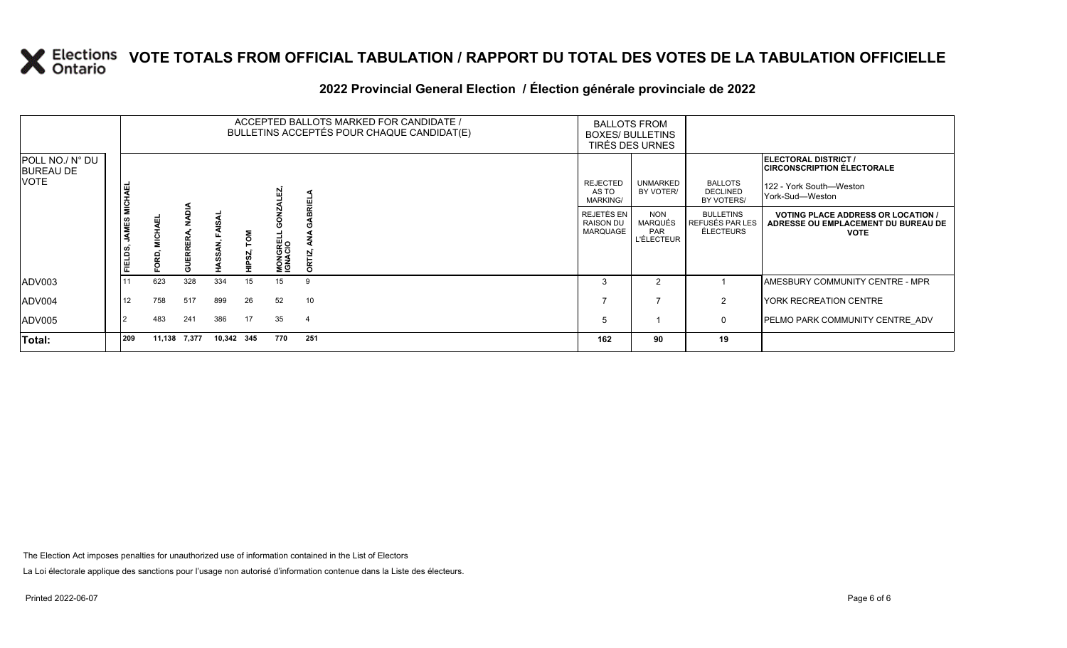# VOTE TOTALS FROM OFFICIAL TABULATION / RAPPORT DU TOTAL DES VOTES DE LA TABULATION OFFICIELLE

## 2022 Provincial General Election / Élection générale provinciale de 2022

| POLL NO./ N° DU BUREAU DE VOTE | ACCEPTED BALLOTS MARKED FOR CANDIDATE / BULLETINS ACCEPTÉS POUR CHAQUE CANDIDAT(E) | | | | | | | BALLOTS FROM BOXES/ BULLETINS TIRÉS DES URNES | | | ELECTORAL DISTRICT / CIRCONSCRIPTION ÉLECTORALE 122 - York South—Weston York-Sud—Weston |
|---|---|---|---|---|---|---|---|---|---|---|---|
| | FIELDS, JAMES MICHAEL | FORD, MICHAEL | GUERRERA, NADIA | HASSAN, FAISAL | HIPSZ, TOM | MONGRELL GONZALEZ, IGNACIO | ORTIZ, ANA GABRIELA | REJECTED AS TO MARKING/ REJETÉS EN RAISON DU MARQUAGE | UNMARKED BY VOTER/ NON MARQUÉS PAR L'ÉLECTEUR | BALLOTS DECLINED BY VOTERS/ BULLETINS REFUSÉS PAR LES ÉLECTEURS | VOTING PLACE ADDRESS OR LOCATION / ADRESSE OU EMPLACEMENT DU BUREAU DE VOTE |
| ADV003 | 11 | 623 | 328 | 334 | 15 | 15 | 9 | 3 | 2 | 1 | AMESBURY COMMUNITY CENTRE - MPR |
| ADV004 | 12 | 758 | 517 | 899 | 26 | 52 | 10 | 7 | 7 | 2 | YORK RECREATION CENTRE |
| ADV005 | 2 | 483 | 241 | 386 | 17 | 35 | 4 | 5 | 1 | 0 | PELMO PARK COMMUNITY CENTRE_ADV |
| **Total:** | **209** | **11,138** | **7,377** | **10,342** | **345** | **770** | **251** | **162** | **90** | **19** | |

The Election Act imposes penalties for unauthorized use of information contained in the List of Electors

La Loi électorale applique des sanctions pour l'usage non autorisé d'information contenue dans la Liste des électeurs.

Printed 2022-06-07